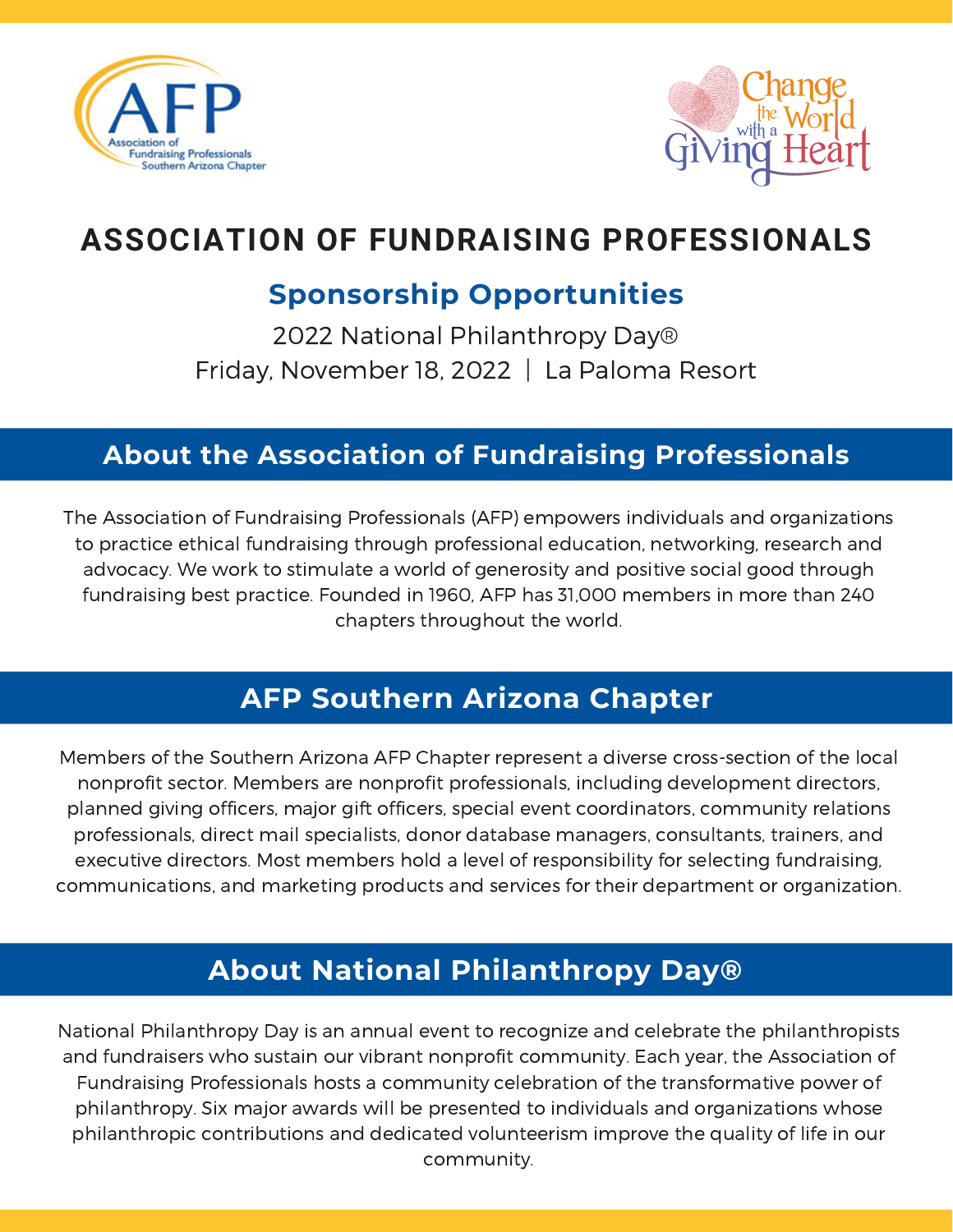AFP Association of Fundraising Professionals Southern Arizona Chapter

Change the World with a Giving Heart

# ASSOCIATION OF FUNDRAISING PROFESSIONALS

## Sponsorship Opportunities

2022 National Philanthropy Day®

Friday, November 18, 2022 | La Paloma Resort

## About the Association of Fundraising Professionals

The Association of Fundraising Professionals (AFP) empowers individuals and organizations to practice ethical fundraising through professional education, networking, research and advocacy. We work to stimulate a world of generosity and positive social good through fundraising best practice. Founded in 1960, AFP has 31,000 members in more than 240 chapters throughout the world.

## AFP Southern Arizona Chapter

Members of the Southern Arizona AFP Chapter represent a diverse cross-section of the local nonprofit sector. Members are nonprofit professionals, including development directors, planned giving officers, major gift officers, special event coordinators, community relations professionals, direct mail specialists, donor database managers, consultants, trainers, and executive directors. Most members hold a level of responsibility for selecting fundraising, communications, and marketing products and services for their department or organization.

## About National Philanthropy Day®

National Philanthropy Day is an annual event to recognize and celebrate the philanthropists and fundraisers who sustain our vibrant nonprofit community. Each year, the Association of Fundraising Professionals hosts a community celebration of the transformative power of philanthropy. Six major awards will be presented to individuals and organizations whose philanthropic contributions and dedicated volunteerism improve the quality of life in our community.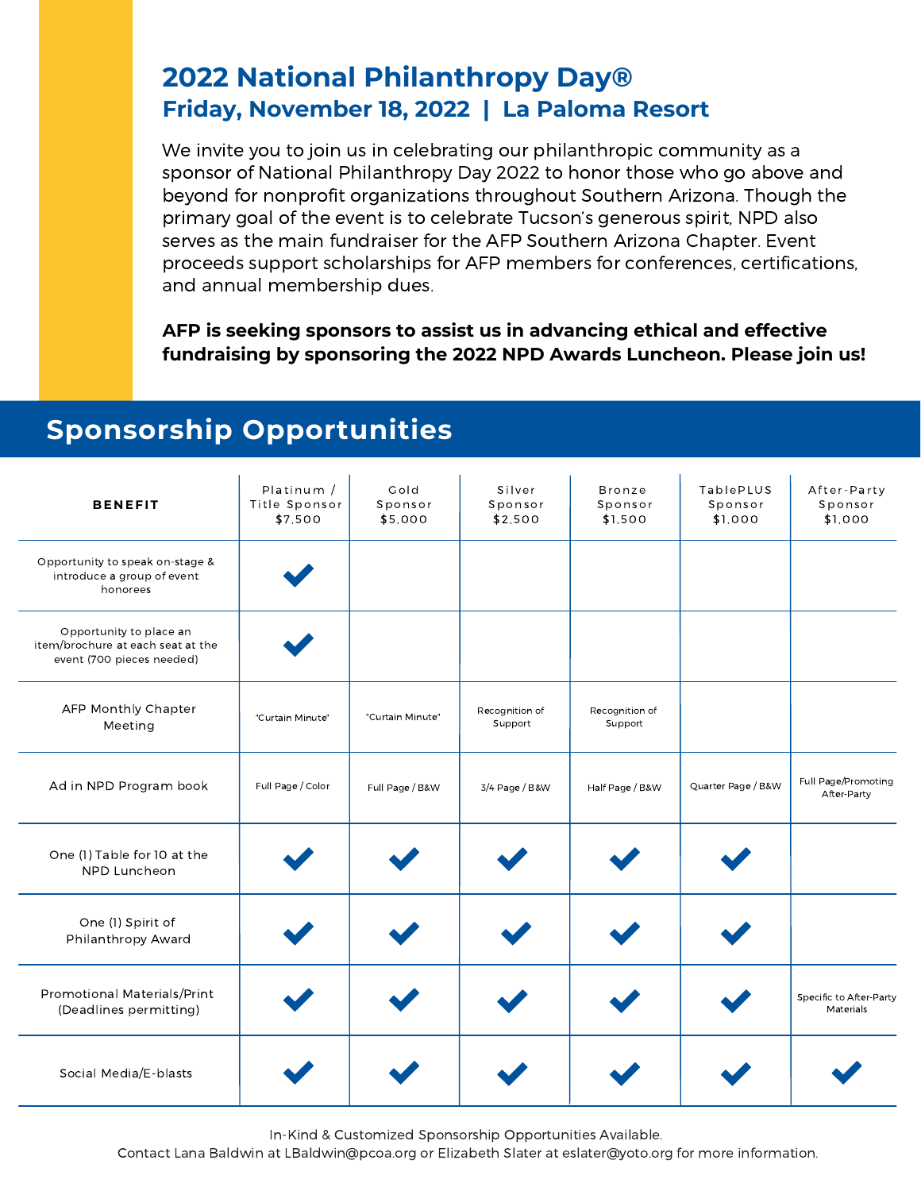# 2022 National Philanthropy Day®

## Friday, November 18, 2022 | La Paloma Resort

We invite you to join us in celebrating our philanthropic community as a sponsor of National Philanthropy Day 2022 to honor those who go above and beyond for nonprofit organizations throughout Southern Arizona. Though the primary goal of the event is to celebrate Tucson's generous spirit, NPD also serves as the main fundraiser for the AFP Southern Arizona Chapter. Event proceeds support scholarships for AFP members for conferences, certifications, and annual membership dues.

**AFP is seeking sponsors to assist us in advancing ethical and effective fundraising by sponsoring the 2022 NPD Awards Luncheon. Please join us!**

## Sponsorship Opportunities

| BENEFIT | Platinum / Title Sponsor $7,500 | Gold Sponsor $5,000 | Silver Sponsor $2,500 | Bronze Sponsor $1,500 | TablePLUS Sponsor $1,000 | After-Party Sponsor $1,000 |
|---|---|---|---|---|---|---|
| Opportunity to speak on-stage & introduce a group of event honorees | ✔ | | | | | |
| Opportunity to place an item/brochure at each seat at the event (700 pieces needed) | ✔ | | | | | |
| AFP Monthly Chapter Meeting | "Curtain Minute" | "Curtain Minute" | Recognition of Support | Recognition of Support | | |
| Ad in NPD Program book | Full Page / Color | Full Page / B&W | 3/4 Page / B&W | Half Page / B&W | Quarter Page / B&W | Full Page/Promoting After-Party |
| One (1) Table for 10 at the NPD Luncheon | ✔ | ✔ | ✔ | ✔ | ✔ | |
| One (1) Spirit of Philanthropy Award | ✔ | ✔ | ✔ | ✔ | ✔ | |
| Promotional Materials/Print (Deadlines permitting) | ✔ | ✔ | ✔ | ✔ | ✔ | Specific to After-Party Materials |
| Social Media/E-blasts | ✔ | ✔ | ✔ | ✔ | ✔ | ✔ |

In-Kind & Customized Sponsorship Opportunities Available.
Contact Lana Baldwin at LBaldwin@pcoa.org or Elizabeth Slater at eslater@yoto.org for more information.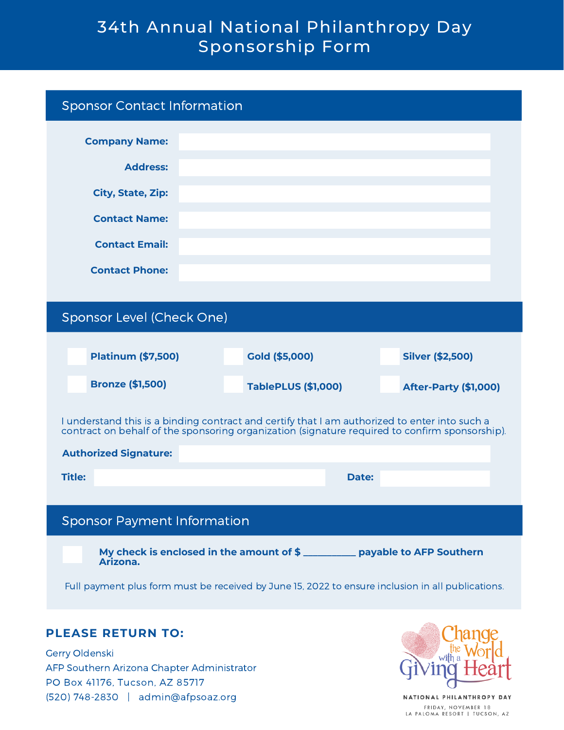# 34th Annual National Philanthropy Day Sponsorship Form

## Sponsor Contact Information

**Company Name:**

**Address:**

**City, State, Zip:**

**Contact Name:**

**Contact Email:**

**Contact Phone:**

## Sponsor Level (Check One)

- [ ] **Platinum ($7,500)**
- [ ] **Gold ($5,000)**
- [ ] **Silver ($2,500)**
- [ ] **Bronze ($1,500)**
- [ ] **TablePLUS ($1,000)**
- [ ] **After-Party ($1,000)**

I understand this is a binding contract and certify that I am authorized to enter into such a contract on behalf of the sponsoring organization (signature required to confirm sponsorship).

**Authorized Signature:**

**Title:**

**Date:**

## Sponsor Payment Information

- [ ] **My check is enclosed in the amount of $ ___________ payable to AFP Southern Arizona.**

Full payment plus form must be received by June 15, 2022 to ensure inclusion in all publications.

### PLEASE RETURN TO:

Gerry Oldenski
AFP Southern Arizona Chapter Administrator
PO Box 41176, Tucson, AZ 85717
(520) 748-2830 | admin@afpsoaz.org

Change the World with a Giving Heart

NATIONAL PHILANTHROPY DAY
FRIDAY, NOVEMBER 18
LA PALOMA RESORT | TUCSON, AZ